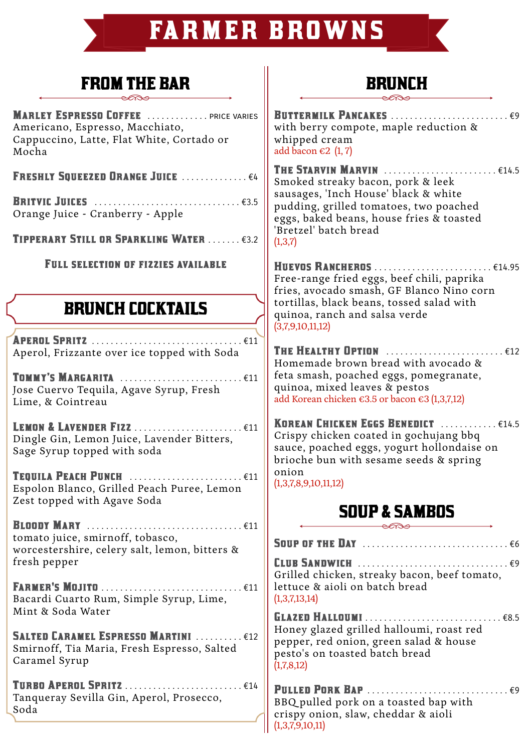# FARMER BROWNS

## FROM THE BAR

**Marley Espresso Coffee** ............. PRICE VARIES
Americano, Espresso, Macchiato, Cappuccino, Latte, Flat White, Cortado or Mocha

**Freshly Squeezed Orange Juice** .............. €4

**Britvic Juices** .............................. €3.5
Orange Juice - Cranberry - Apple

**Tipperary Still or Sparkling Water** ....... €3.2

**Full selection of fizzies available**

## BRUNCH COCKTAILS

**Aperol Spritz** ............................... €11
Aperol, Frizzante over ice topped with Soda

**Tommy's Margarita** ......................... €11
Jose Cuervo Tequila, Agave Syrup, Fresh Lime, & Cointreau

**Lemon & Lavender Fizz** ...................... €11
Dingle Gin, Lemon Juice, Lavender Bitters, Sage Syrup topped with soda

**Tequila Peach Punch** ....................... €11
Espolon Blanco, Grilled Peach Puree, Lemon Zest topped with Agave Soda

**Bloody Mary** ................................ €11
tomato juice, smirnoff, tobasco, worcestershire, celery salt, lemon, bitters & fresh pepper

**Farmer's Mojito** ............................ €11
Bacardi Cuarto Rum, Simple Syrup, Lime, Mint & Soda Water

**Salted Caramel Espresso Martini** .......... €12
Smirnoff, Tia Maria, Fresh Espresso, Salted Caramel Syrup

**Turbo Aperol Spritz** ........................ €14
Tanqueray Sevilla Gin, Aperol, Prosecco, Soda

## BRUNCH

**Buttermilk Pancakes** ........................ €9
with berry compote, maple reduction & whipped cream
add bacon €2 (1, 7)

**The Starvin Marvin** ....................... €14.5
Smoked streaky bacon, pork & leek sausages, 'Inch House' black & white pudding, grilled tomatoes, two poached eggs, baked beans, house fries & toasted 'Bretzel' batch bread
(1,3,7)

**Huevos Rancheros** ........................ €14.95
Free-range fried eggs, beef chili, paprika fries, avocado smash, GF Blanco Nino corn tortillas, black beans, tossed salad with quinoa, ranch and salsa verde
(3,7,9,10,11,12)

**The Healthy Option** ........................ €12
Homemade brown bread with avocado & feta smash, poached eggs, pomegranate, quinoa, mixed leaves & pestos
add Korean chicken €3.5 or bacon €3 (1,3,7,12)

**Korean Chicken Eggs Benedict** ........... €14.5
Crispy chicken coated in gochujang bbq sauce, poached eggs, yogurt hollondaise on brioche bun with sesame seeds & spring onion
(1,3,7,8,9,10,11,12)

## SOUP & SAMBOS

**Soup of the Day** ............................. €6

**Club Sandwich** ............................... €9
Grilled chicken, streaky bacon, beef tomato, lettuce & aioli on batch bread
(1,3,7,13,14)

**Glazed Halloumi** ........................... €8.5
Honey glazed grilled halloumi, roast red pepper, red onion, green salad & house pesto's on toasted batch bread
(1,7,8,12)

**Pulled Pork Bap** ............................. €9
BBQ pulled pork on a toasted bap with crispy onion, slaw, cheddar & aioli
(1,3,7,9,10,11)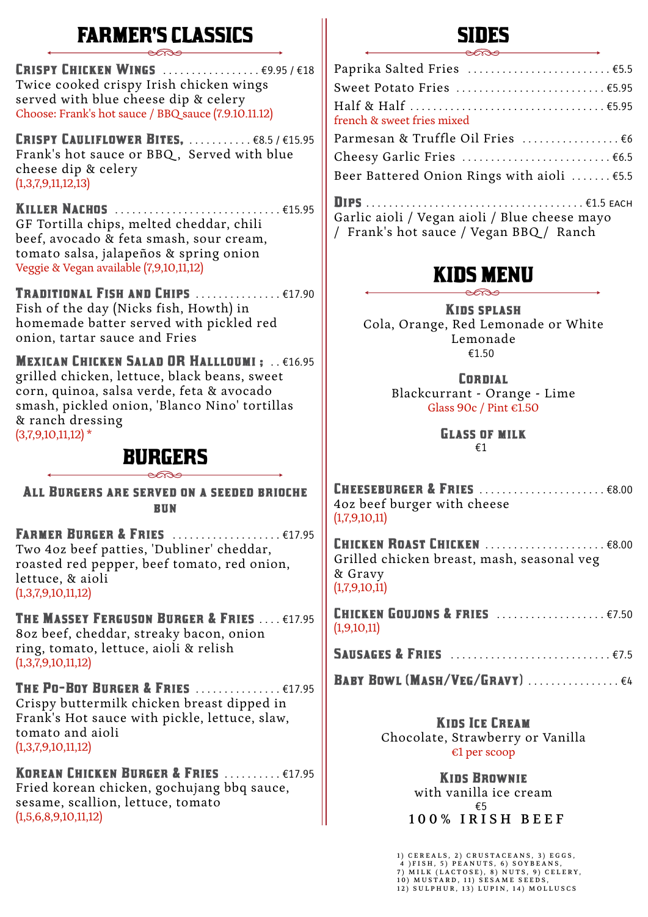# FARMER'S CLASSICS

**Crispy Chicken Wings** ................. €9.95 / €18
Twice cooked crispy Irish chicken wings served with blue cheese dip & celery
Choose: Frank's hot sauce / BBQ sauce (7.9.10.11.12)

**Crispy Cauliflower Bites,** ........... €8.5 / €15.95
Frank's hot sauce or BBQ, Served with blue cheese dip & celery
(1,3,7,9,11,12,13)

**Killer Nachos** ............................. €15.95
GF Tortilla chips, melted cheddar, chili beef, avocado & feta smash, sour cream, tomato salsa, jalapeños & spring onion
Veggie & Vegan available (7,9,10,11,12)

**Traditional Fish and Chips** ............... €17.90
Fish of the day (Nicks fish, Howth) in homemade batter served with pickled red onion, tartar sauce and Fries

**Mexican Chicken Salad OR Hallloumi ;** .. €16.95
grilled chicken, lettuce, black beans, sweet corn, quinoa, salsa verde, feta & avocado smash, pickled onion, 'Blanco Nino' tortillas & ranch dressing
(3,7,9,10,11,12) *

# BURGERS

**All Burgers are served on a seeded brioche bun**

**Farmer Burger & Fries** ................... €17.95
Two 4oz beef patties, 'Dubliner' cheddar, roasted red pepper, beef tomato, red onion, lettuce, & aioli
(1,3,7,9,10,11,12)

**The Massey Ferguson Burger & Fries** .... €17.95
8oz beef, cheddar, streaky bacon, onion ring, tomato, lettuce, aioli & relish
(1,3,7,9,10,11,12)

**The Po-Boy Burger & Fries** ............... €17.95
Crispy buttermilk chicken breast dipped in Frank's Hot sauce with pickle, lettuce, slaw, tomato and aioli
(1,3,7,9,10,11,12)

**Korean Chicken Burger & Fries** .......... €17.95
Fried korean chicken, gochujang bbq sauce, sesame, scallion, lettuce, tomato
(1,5,6,8,9,10,11,12)

# SIDES

Paprika Salted Fries ........................ €5.5
Sweet Potato Fries .......................... €5.95
Half & Half ................................. €5.95
french & sweet fries mixed
Parmesan & Truffle Oil Fries ................ €6
Cheesy Garlic Fries ......................... €6.5
Beer Battered Onion Rings with aioli ....... €5.5

**Dips** ..................................... €1.5 each
Garlic aioli / Vegan aioli / Blue cheese mayo / Frank's hot sauce / Vegan BBQ / Ranch

# KIDS MENU

**Kids Splash**
Cola, Orange, Red Lemonade or White Lemonade
€1.50

**Cordial**
Blackcurrant - Orange - Lime
Glass 90c / Pint €1.50

**Glass of milk**
€1

**Cheeseburger & Fries** ...................... €8.00
4oz beef burger with cheese
(1,7,9,10,11)

**Chicken Roast Chicken** ..................... €8.00
Grilled chicken breast, mash, seasonal veg & Gravy
(1,7,9,10,11)

**Chicken Goujons & fries** .................. €7.50
(1,9,10,11)

**Sausages & Fries** .......................... €7.5

**Baby Bowl (Mash/Veg/Gravy)** ................ €4

**Kids Ice Cream**
Chocolate, Strawberry or Vanilla
€1 per scoop

**Kids Brownie**
with vanilla ice cream
€5

100% IRISH BEEF

1) Cereals, 2) Crustaceans, 3) Eggs, 4) Fish, 5) Peanuts, 6) Soybeans, 7) Milk (Lactose), 8) Nuts, 9) Celery, 10) Mustard, 11) Sesame Seeds, 12) Sulphur, 13) Lupin, 14) Molluscs